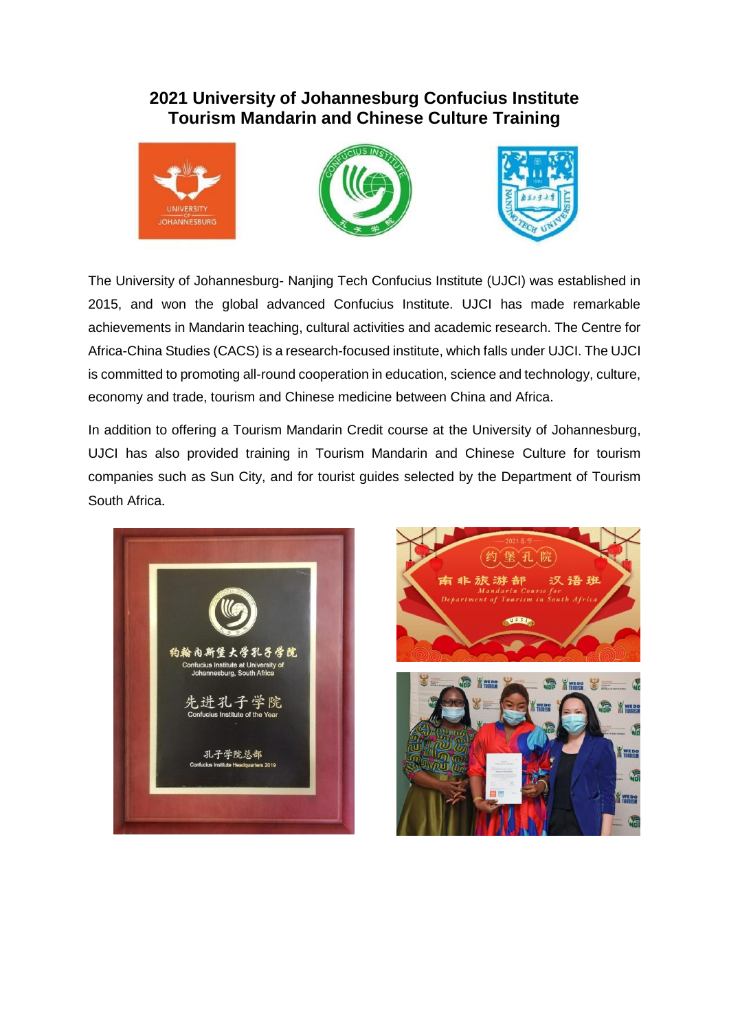# 2021 University of Johannesburg Confucius Institute Tourism Mandarin and Chinese Culture Training

The University of Johannesburg- Nanjing Tech Confucius Institute (UJCI) was established in 2015, and won the global advanced Confucius Institute. UJCI has made remarkable achievements in Mandarin teaching, cultural activities and academic research. The Centre for Africa-China Studies (CACS) is a research-focused institute, which falls under UJCI. The UJCI is committed to promoting all-round cooperation in education, science and technology, culture, economy and trade, tourism and Chinese medicine between China and Africa.

In addition to offering a Tourism Mandarin Credit course at the University of Johannesburg, UJCI has also provided training in Tourism Mandarin and Chinese Culture for tourism companies such as Sun City, and for tourist guides selected by the Department of Tourism South Africa.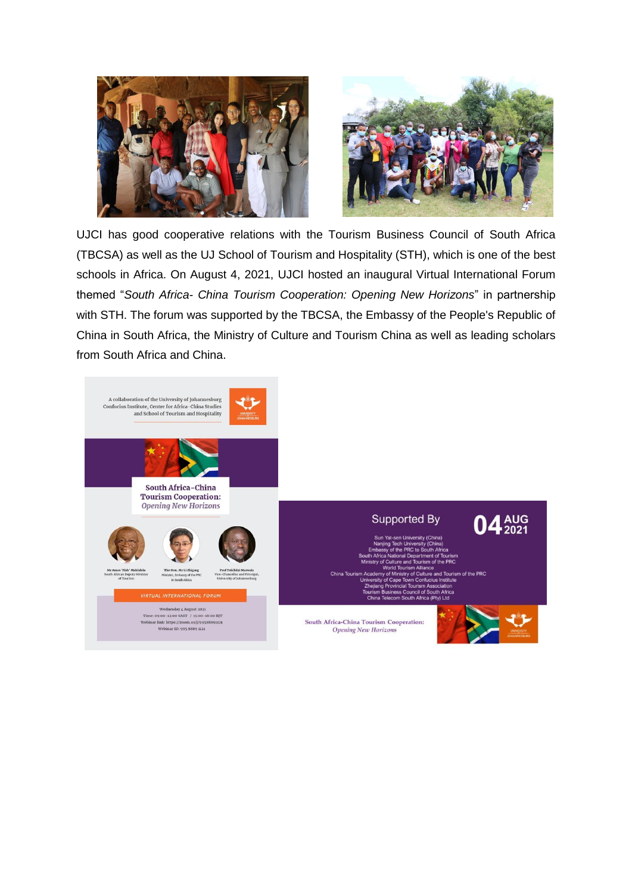UJCI has good cooperative relations with the Tourism Business Council of South Africa (TBCSA) as well as the UJ School of Tourism and Hospitality (STH), which is one of the best schools in Africa. On August 4, 2021, UJCI hosted an inaugural Virtual International Forum themed "*South Africa- China Tourism Cooperation: Opening New Horizons*" in partnership with STH. The forum was supported by the TBCSA, the Embassy of the People's Republic of China in South Africa, the Ministry of Culture and Tourism China as well as leading scholars from South Africa and China.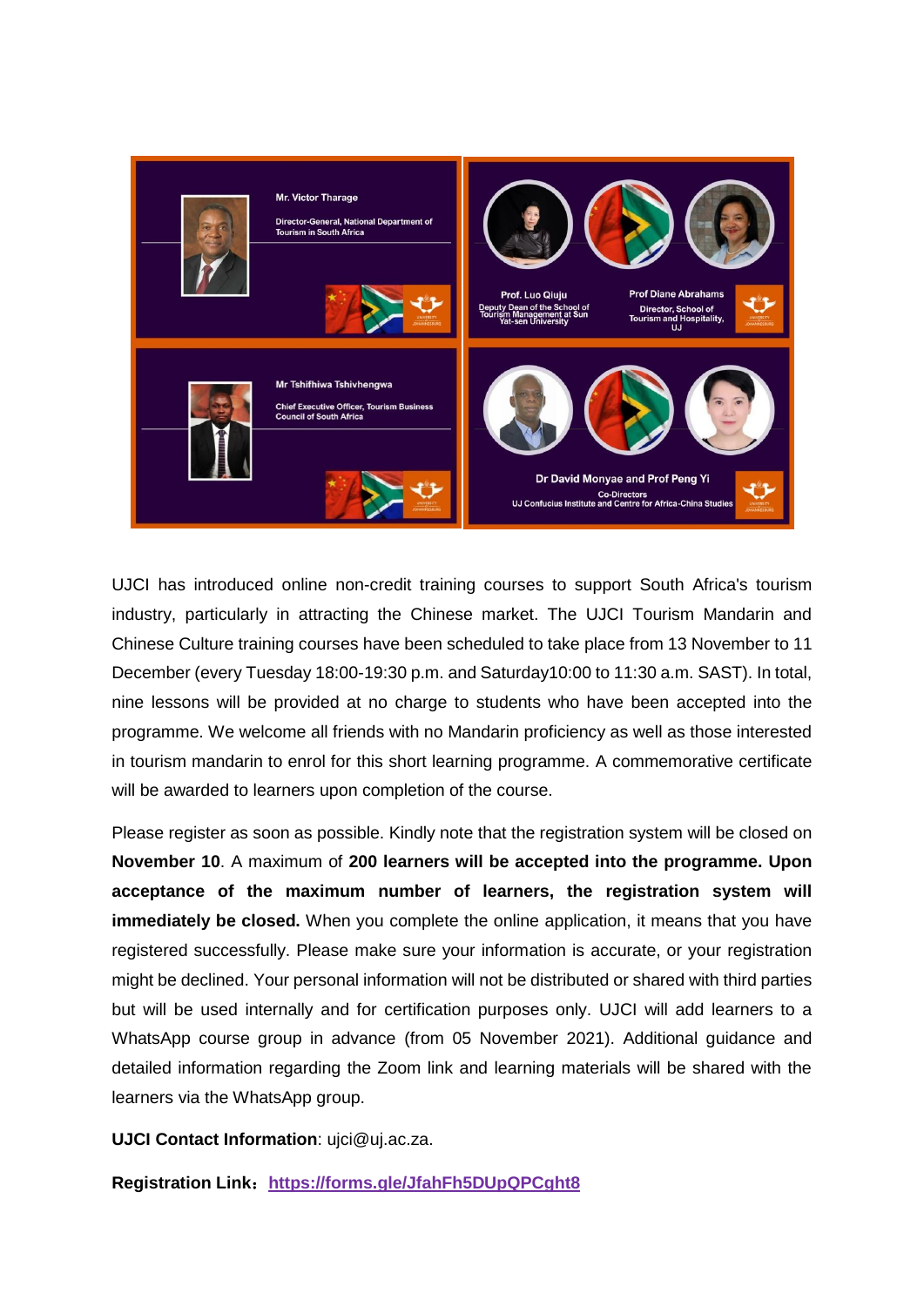UJCI has introduced online non-credit training courses to support South Africa's tourism industry, particularly in attracting the Chinese market. The UJCI Tourism Mandarin and Chinese Culture training courses have been scheduled to take place from 13 November to 11 December (every Tuesday 18:00-19:30 p.m. and Saturday10:00 to 11:30 a.m. SAST). In total, nine lessons will be provided at no charge to students who have been accepted into the programme. We welcome all friends with no Mandarin proficiency as well as those interested in tourism mandarin to enrol for this short learning programme. A commemorative certificate will be awarded to learners upon completion of the course.

Please register as soon as possible. Kindly note that the registration system will be closed on **November 10**. A maximum of **200 learners will be accepted into the programme. Upon acceptance of the maximum number of learners, the registration system will immediately be closed.** When you complete the online application, it means that you have registered successfully. Please make sure your information is accurate, or your registration might be declined. Your personal information will not be distributed or shared with third parties but will be used internally and for certification purposes only. UJCI will add learners to a WhatsApp course group in advance (from 05 November 2021). Additional guidance and detailed information regarding the Zoom link and learning materials will be shared with the learners via the WhatsApp group.

**UJCI Contact Information**: ujci@uj.ac.za.

**Registration Link：[https://forms.gle/JfahFh5DUpQPCght8](https://forms.gle/JfahFh5DUpQPCght8)**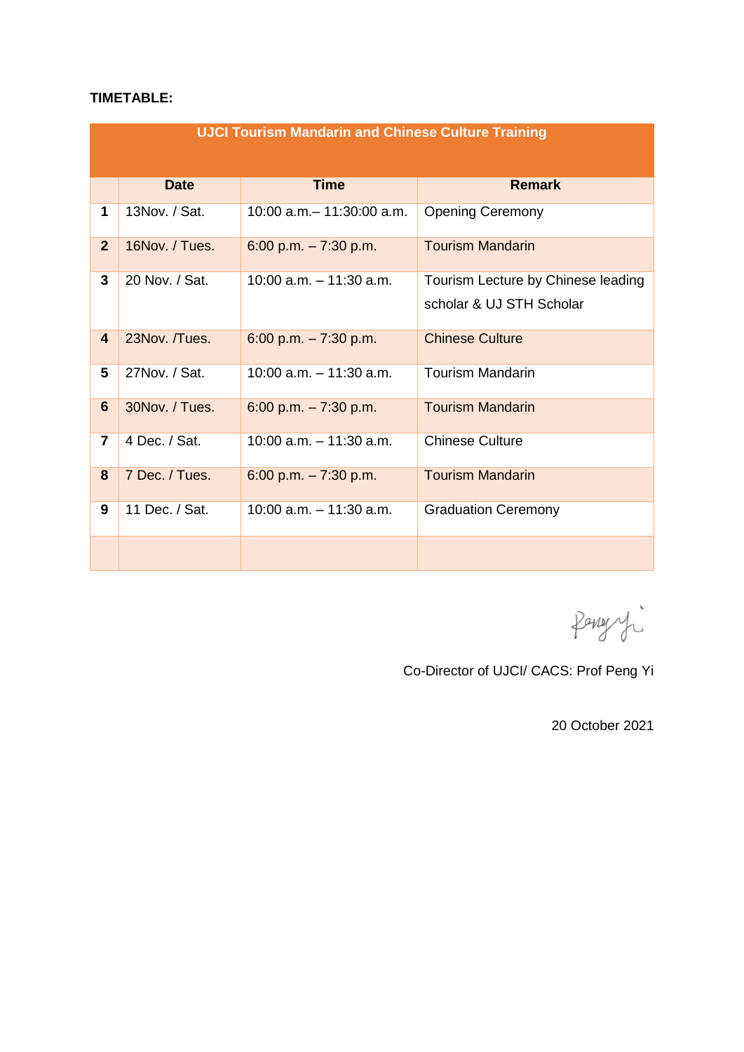**TIMETABLE:**

| UJCI Tourism Mandarin and Chinese Culture Training | | | |
|---|---|---|---|
| | **Date** | **Time** | **Remark** |
| **1** | 13Nov. / Sat. | 10:00 a.m.– 11:30:00 a.m. | Opening Ceremony |
| **2** | 16Nov. / Tues. | 6:00 p.m. – 7:30 p.m. | Tourism Mandarin |
| **3** | 20 Nov. / Sat. | 10:00 a.m. – 11:30 a.m. | Tourism Lecture by Chinese leading scholar & UJ STH Scholar |
| **4** | 23Nov. /Tues. | 6:00 p.m. – 7:30 p.m. | Chinese Culture |
| **5** | 27Nov. / Sat. | 10:00 a.m. – 11:30 a.m. | Tourism Mandarin |
| **6** | 30Nov. / Tues. | 6:00 p.m. – 7:30 p.m. | Tourism Mandarin |
| **7** | 4 Dec. / Sat. | 10:00 a.m. – 11:30 a.m. | Chinese Culture |
| **8** | 7 Dec. / Tues. | 6:00 p.m. – 7:30 p.m. | Tourism Mandarin |
| **9** | 11 Dec. / Sat. | 10:00 a.m. – 11:30 a.m. | Graduation Ceremony |
| | | | |

Peng Yi

Co-Director of UJCI/ CACS: Prof Peng Yi

20 October 2021